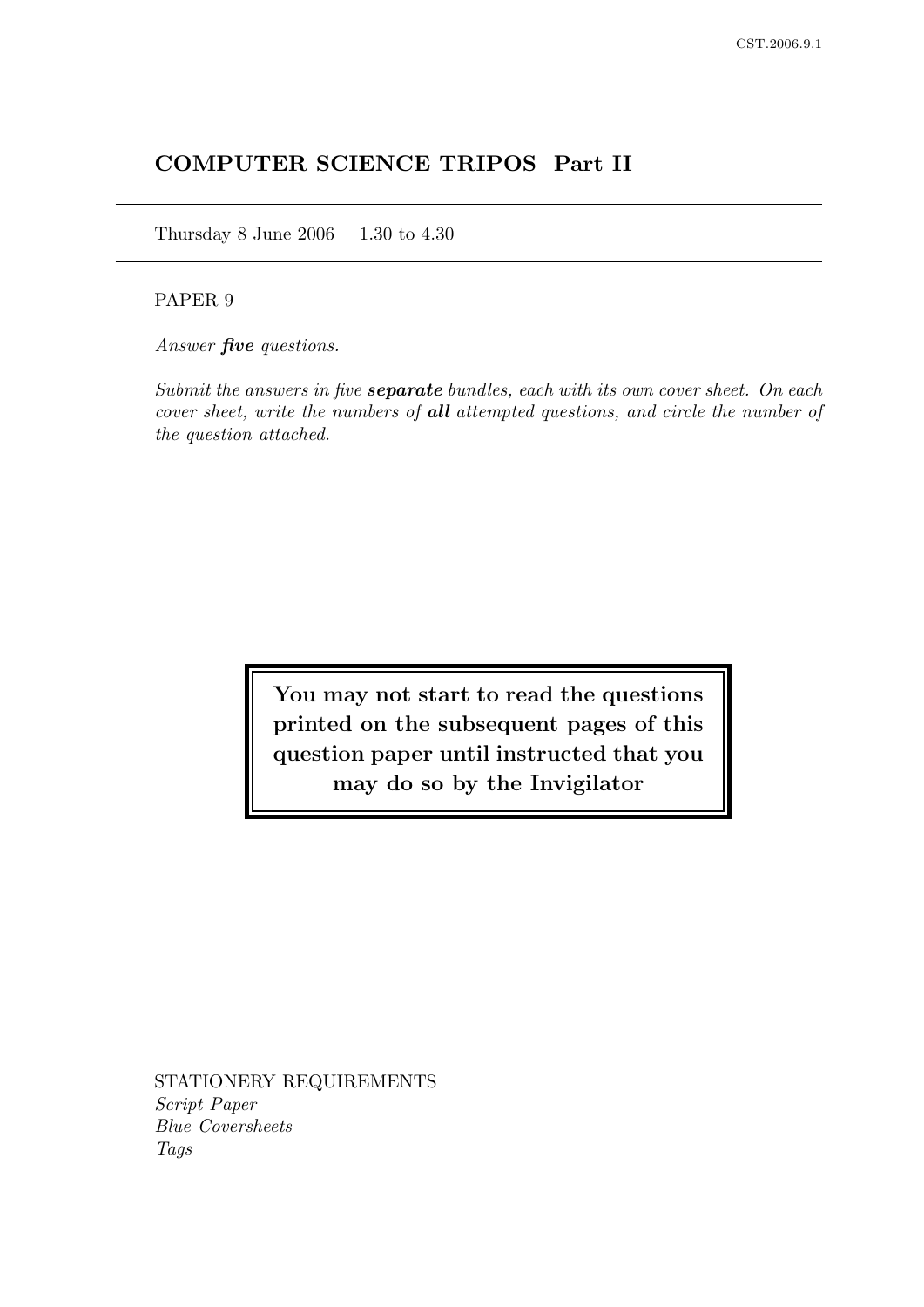# COMPUTER SCIENCE TRIPOS Part II

Thursday 8 June 2006    1.30 to 4.30

PAPER 9

*Answer **five** questions.*

*Submit the answers in five **separate** bundles, each with its own cover sheet. On each cover sheet, write the numbers of **all** attempted questions, and circle the number of the question attached.*

**You may not start to read the questions printed on the subsequent pages of this question paper until instructed that you may do so by the Invigilator**

STATIONERY REQUIREMENTS
*Script Paper*
*Blue Coversheets*
*Tags*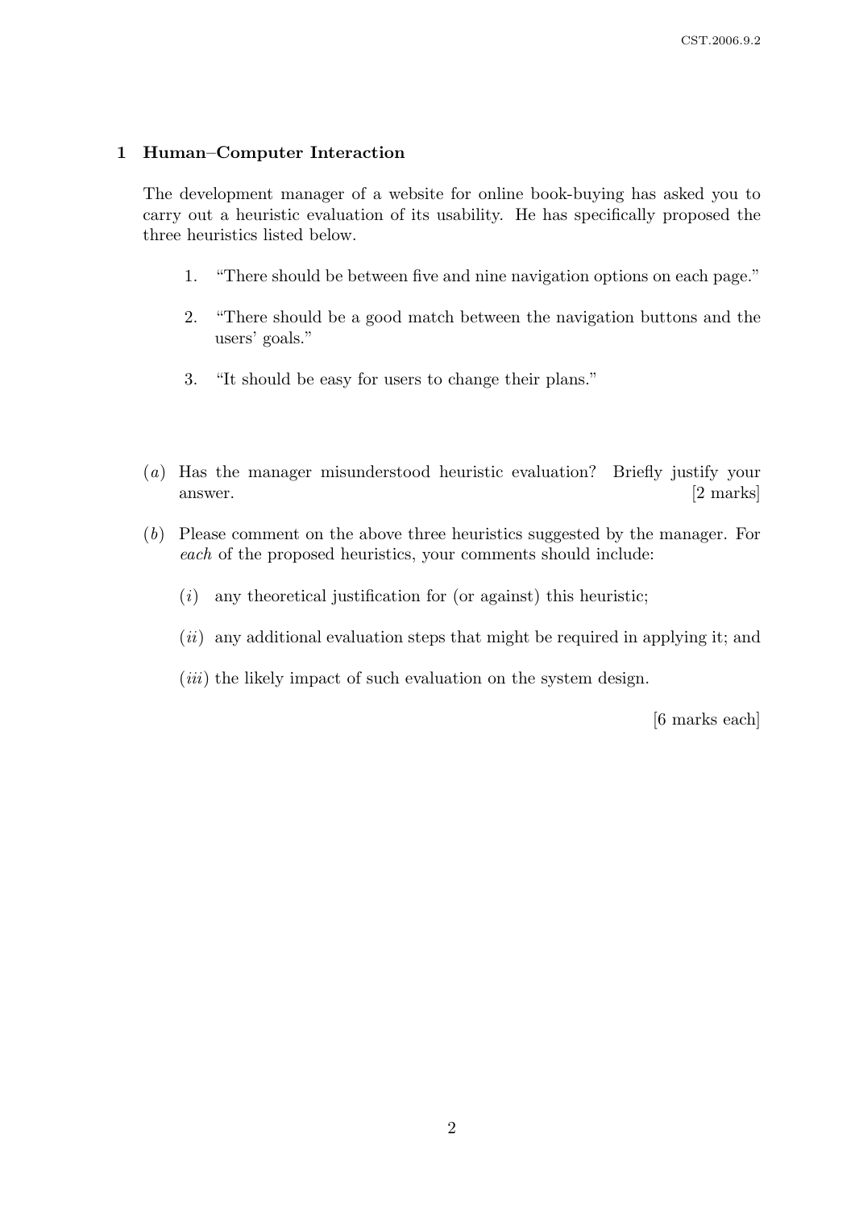## 1 Human–Computer Interaction

The development manager of a website for online book-buying has asked you to carry out a heuristic evaluation of its usability. He has specifically proposed the three heuristics listed below.

1. "There should be between five and nine navigation options on each page."
2. "There should be a good match between the navigation buttons and the users' goals."
3. "It should be easy for users to change their plans."

(*a*) Has the manager misunderstood heuristic evaluation? Briefly justify your answer. [2 marks]

(*b*) Please comment on the above three heuristics suggested by the manager. For *each* of the proposed heuristics, your comments should include:

(*i*) any theoretical justification for (or against) this heuristic;

(*ii*) any additional evaluation steps that might be required in applying it; and

(*iii*) the likely impact of such evaluation on the system design.

[6 marks each]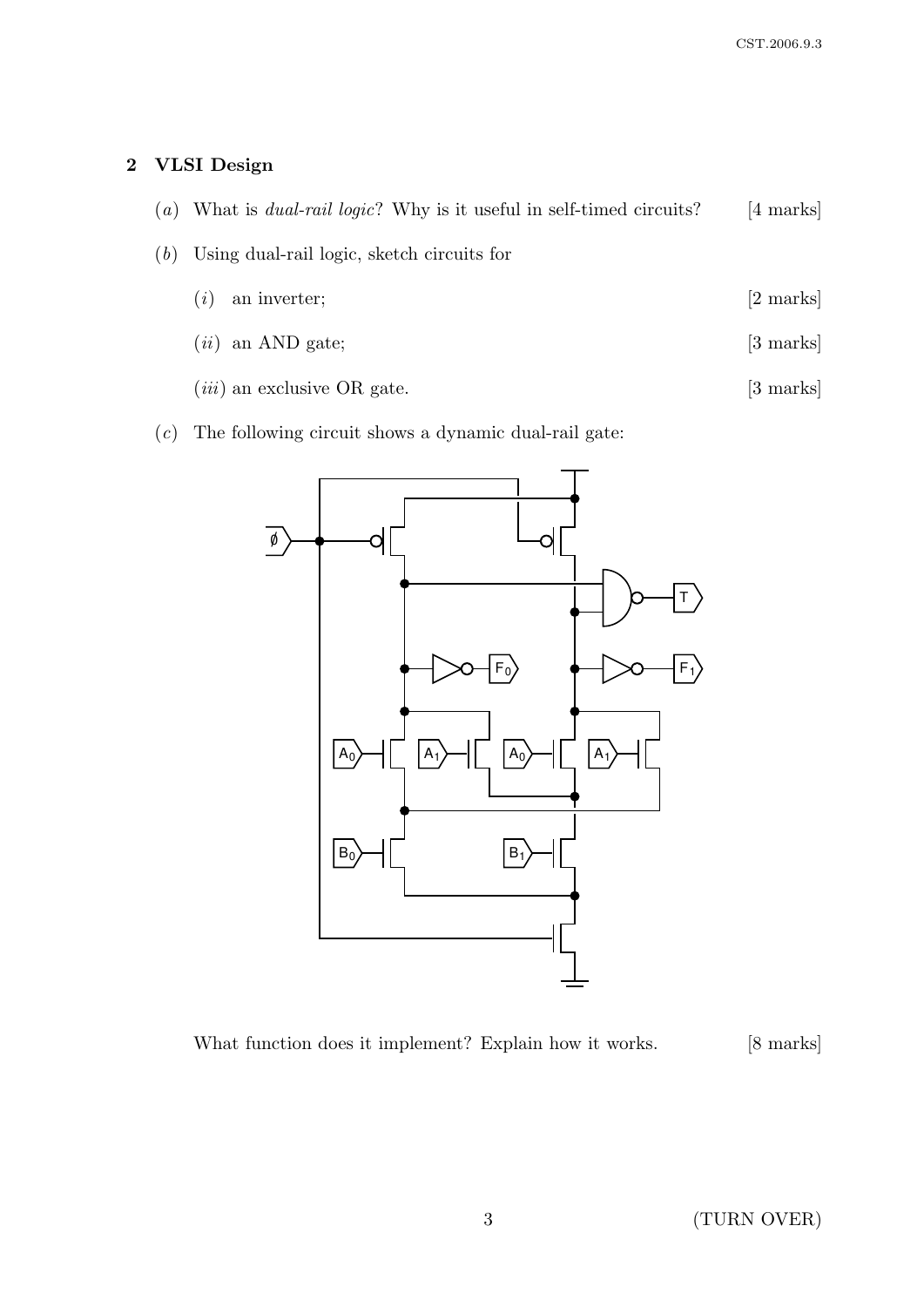## 2 VLSI Design

(*a*) What is *dual-rail logic*? Why is it useful in self-timed circuits? [4 marks]

(*b*) Using dual-rail logic, sketch circuits for

(*i*) an inverter; [2 marks]

(*ii*) an AND gate; [3 marks]

(*iii*) an exclusive OR gate. [3 marks]

(*c*) The following circuit shows a dynamic dual-rail gate:

What function does it implement? Explain how it works. [8 marks]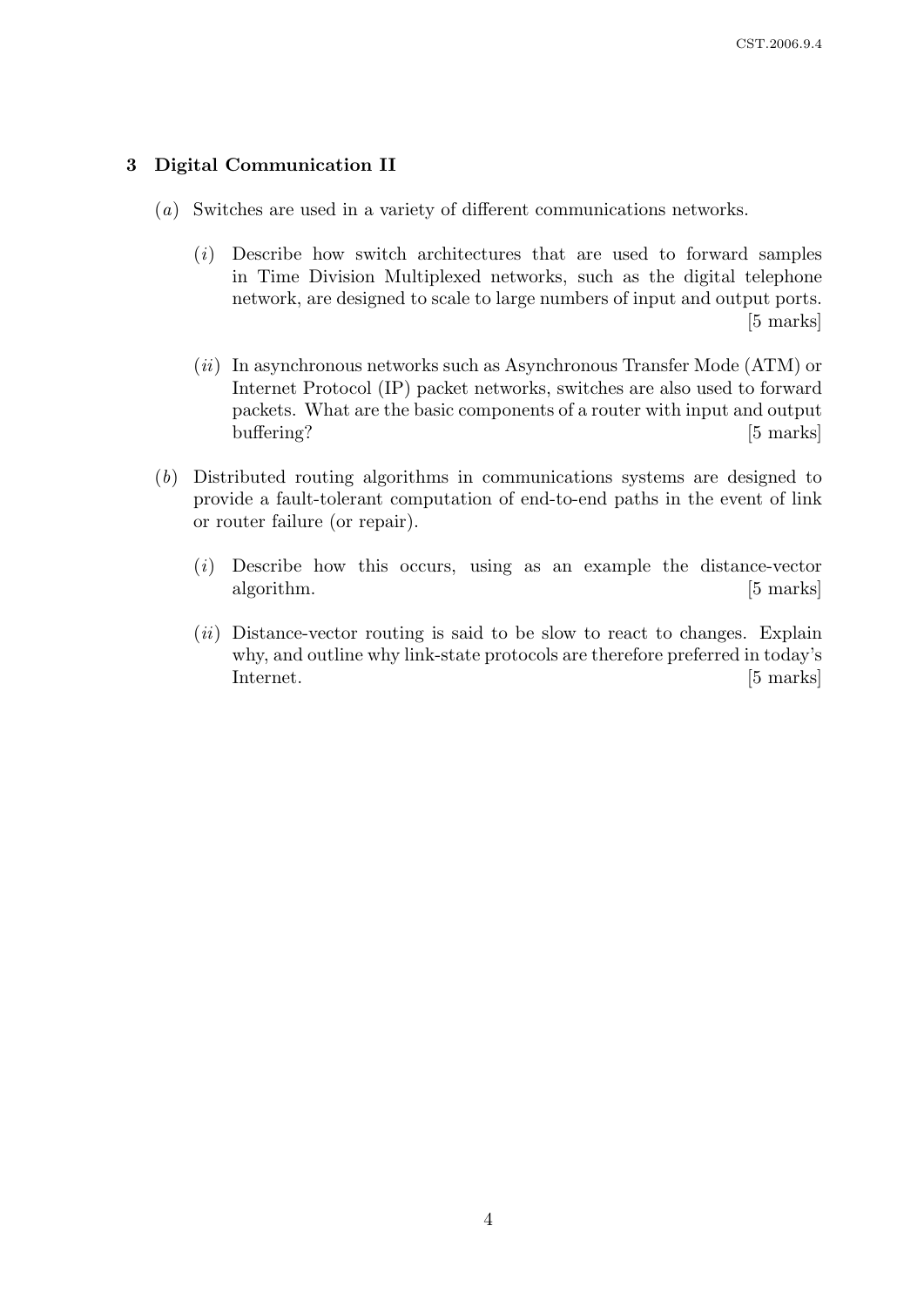## 3 Digital Communication II

(*a*) Switches are used in a variety of different communications networks.

(*i*) Describe how switch architectures that are used to forward samples in Time Division Multiplexed networks, such as the digital telephone network, are designed to scale to large numbers of input and output ports. [5 marks]

(*ii*) In asynchronous networks such as Asynchronous Transfer Mode (ATM) or Internet Protocol (IP) packet networks, switches are also used to forward packets. What are the basic components of a router with input and output buffering? [5 marks]

(*b*) Distributed routing algorithms in communications systems are designed to provide a fault-tolerant computation of end-to-end paths in the event of link or router failure (or repair).

(*i*) Describe how this occurs, using as an example the distance-vector algorithm. [5 marks]

(*ii*) Distance-vector routing is said to be slow to react to changes. Explain why, and outline why link-state protocols are therefore preferred in today's Internet. [5 marks]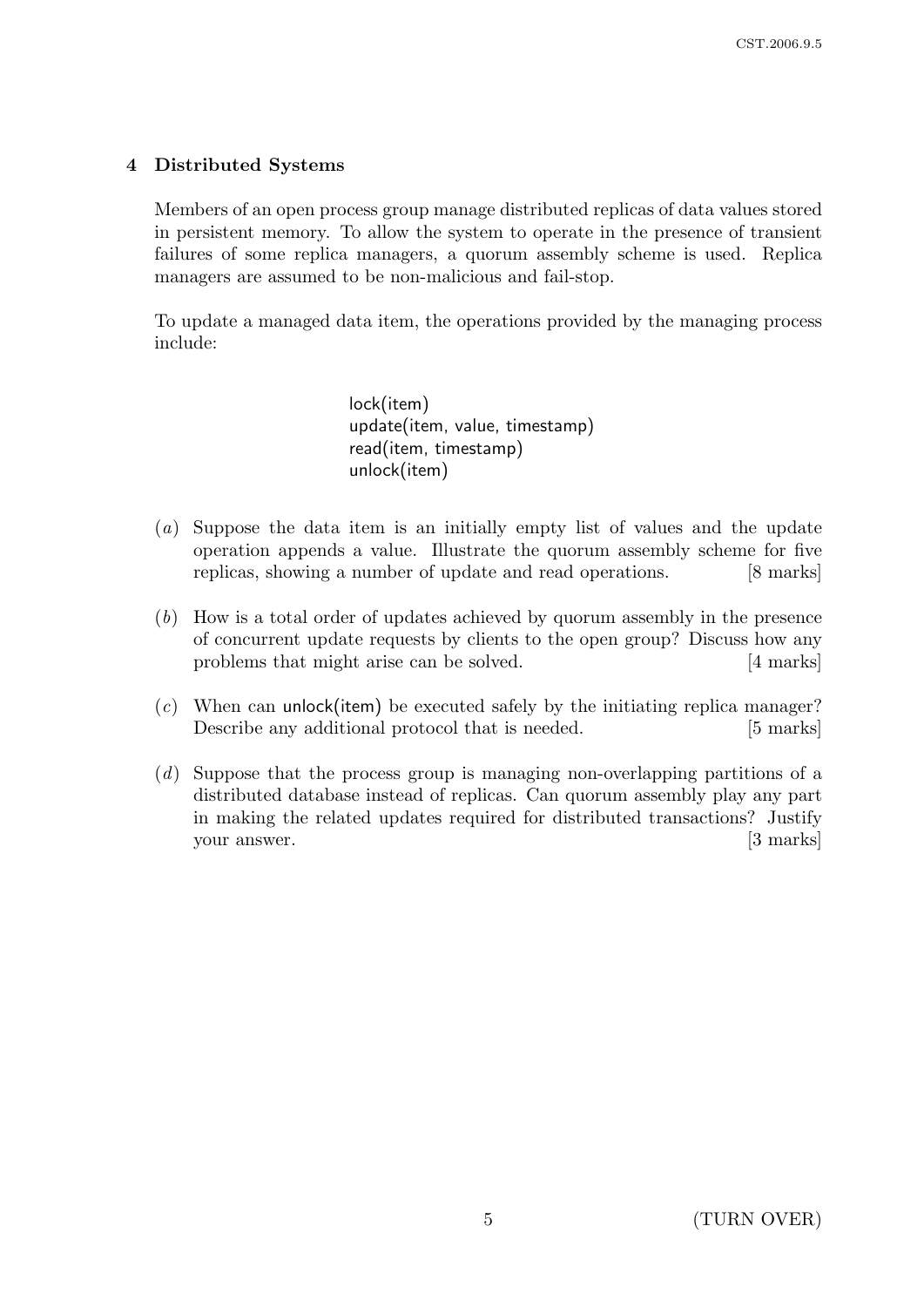## 4 Distributed Systems

Members of an open process group manage distributed replicas of data values stored in persistent memory. To allow the system to operate in the presence of transient failures of some replica managers, a quorum assembly scheme is used. Replica managers are assumed to be non-malicious and fail-stop.

To update a managed data item, the operations provided by the managing process include:

```
lock(item)
update(item, value, timestamp)
read(item, timestamp)
unlock(item)
```

(*a*) Suppose the data item is an initially empty list of values and the update operation appends a value. Illustrate the quorum assembly scheme for five replicas, showing a number of update and read operations. [8 marks]

(*b*) How is a total order of updates achieved by quorum assembly in the presence of concurrent update requests by clients to the open group? Discuss how any problems that might arise can be solved. [4 marks]

(*c*) When can unlock(item) be executed safely by the initiating replica manager? Describe any additional protocol that is needed. [5 marks]

(*d*) Suppose that the process group is managing non-overlapping partitions of a distributed database instead of replicas. Can quorum assembly play any part in making the related updates required for distributed transactions? Justify your answer. [3 marks]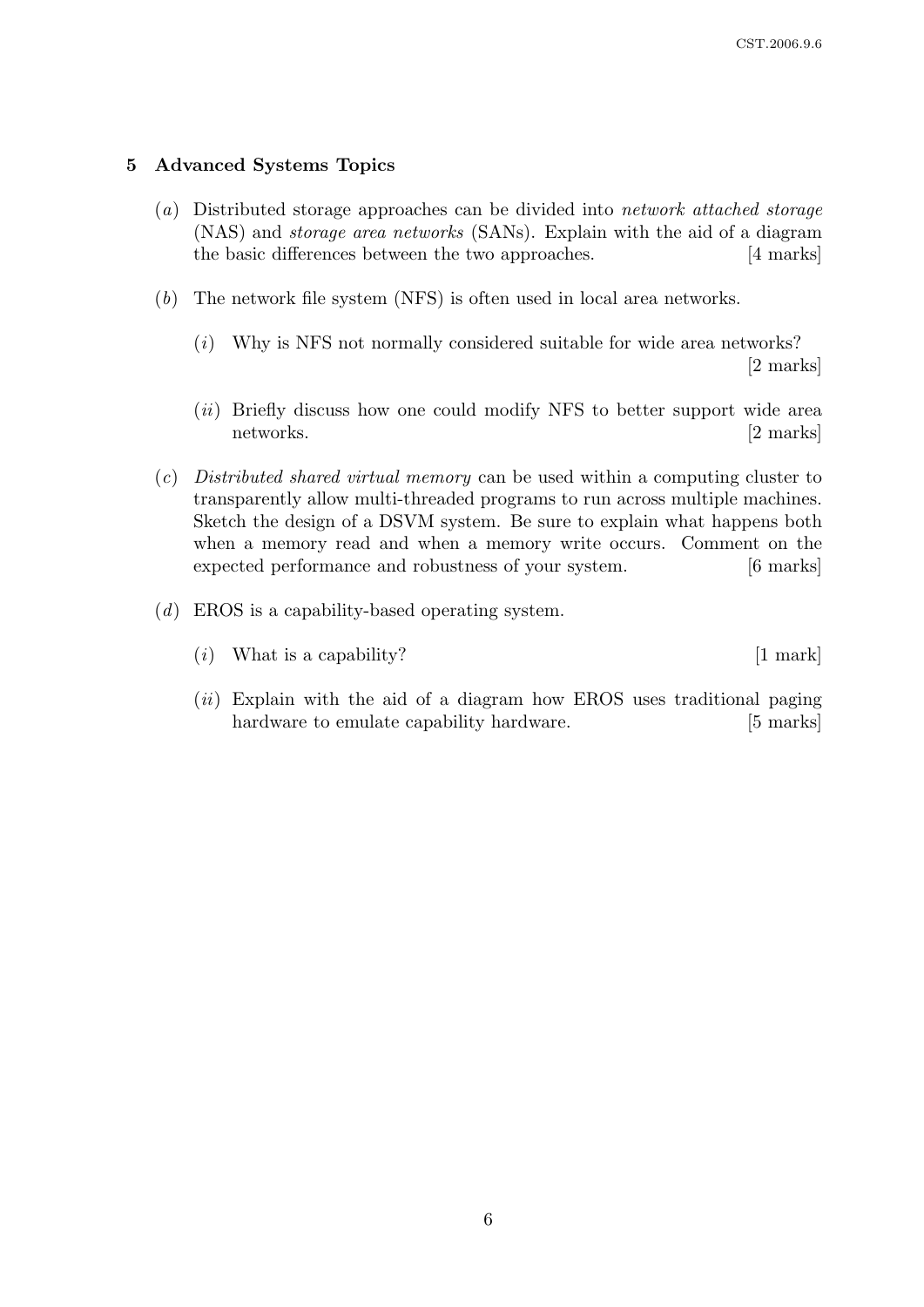## 5 Advanced Systems Topics

(*a*) Distributed storage approaches can be divided into *network attached storage* (NAS) and *storage area networks* (SANs). Explain with the aid of a diagram the basic differences between the two approaches. [4 marks]

(*b*) The network file system (NFS) is often used in local area networks.

(*i*) Why is NFS not normally considered suitable for wide area networks? [2 marks]

(*ii*) Briefly discuss how one could modify NFS to better support wide area networks. [2 marks]

(*c*) *Distributed shared virtual memory* can be used within a computing cluster to transparently allow multi-threaded programs to run across multiple machines. Sketch the design of a DSVM system. Be sure to explain what happens both when a memory read and when a memory write occurs. Comment on the expected performance and robustness of your system. [6 marks]

(*d*) EROS is a capability-based operating system.

(*i*) What is a capability? [1 mark]

(*ii*) Explain with the aid of a diagram how EROS uses traditional paging hardware to emulate capability hardware. [5 marks]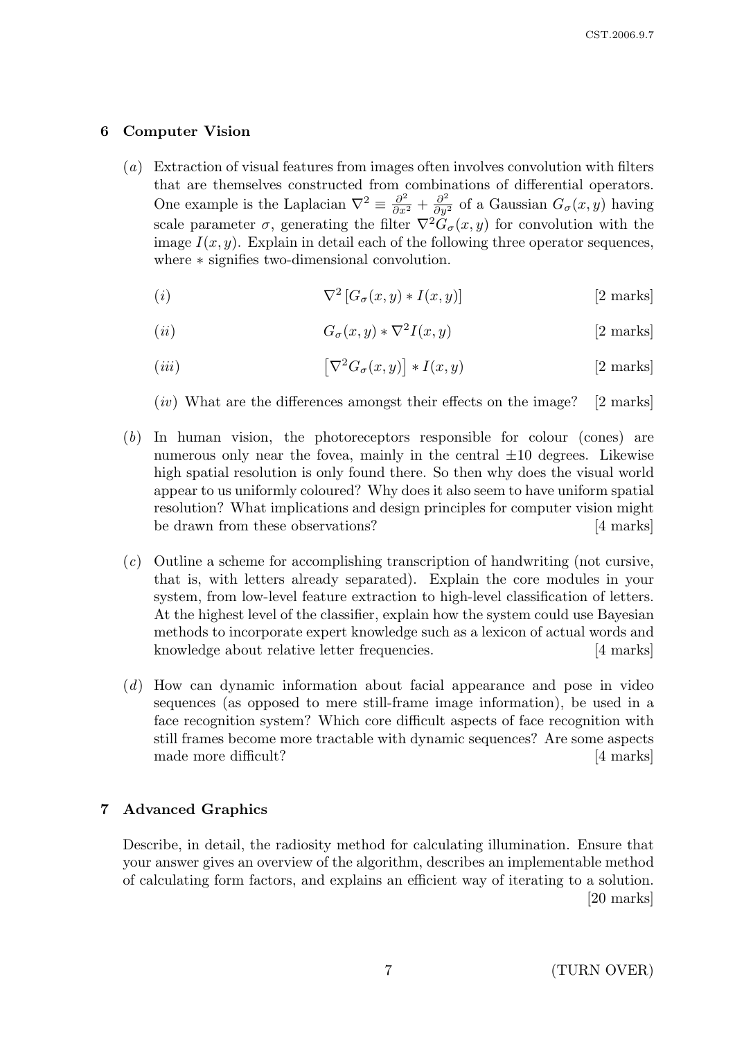## 6 Computer Vision

(*a*) Extraction of visual features from images often involves convolution with filters that are themselves constructed from combinations of differential operators. One example is the Laplacian $\nabla^2 \equiv \frac{\partial^2}{\partial x^2} + \frac{\partial^2}{\partial y^2}$ of a Gaussian $G_\sigma(x, y)$ having scale parameter $\sigma$, generating the filter $\nabla^2 G_\sigma(x, y)$ for convolution with the image $I(x, y)$. Explain in detail each of the following three operator sequences, where $*$ signifies two-dimensional convolution.

(*i*) $$\nabla^2 \left[G_\sigma(x, y) * I(x, y)\right]$$ [2 marks]

(*ii*) $$G_\sigma(x, y) * \nabla^2 I(x, y)$$ [2 marks]

(*iii*) $$\left[\nabla^2 G_\sigma(x, y)\right] * I(x, y)$$ [2 marks]

(*iv*) What are the differences amongst their effects on the image? [2 marks]

(*b*) In human vision, the photoreceptors responsible for colour (cones) are numerous only near the fovea, mainly in the central $\pm 10$ degrees. Likewise high spatial resolution is only found there. So then why does the visual world appear to us uniformly coloured? Why does it also seem to have uniform spatial resolution? What implications and design principles for computer vision might be drawn from these observations? [4 marks]

(*c*) Outline a scheme for accomplishing transcription of handwriting (not cursive, that is, with letters already separated). Explain the core modules in your system, from low-level feature extraction to high-level classification of letters. At the highest level of the classifier, explain how the system could use Bayesian methods to incorporate expert knowledge such as a lexicon of actual words and knowledge about relative letter frequencies. [4 marks]

(*d*) How can dynamic information about facial appearance and pose in video sequences (as opposed to mere still-frame image information), be used in a face recognition system? Which core difficult aspects of face recognition with still frames become more tractable with dynamic sequences? Are some aspects made more difficult? [4 marks]

## 7 Advanced Graphics

Describe, in detail, the radiosity method for calculating illumination. Ensure that your answer gives an overview of the algorithm, describes an implementable method of calculating form factors, and explains an efficient way of iterating to a solution. [20 marks]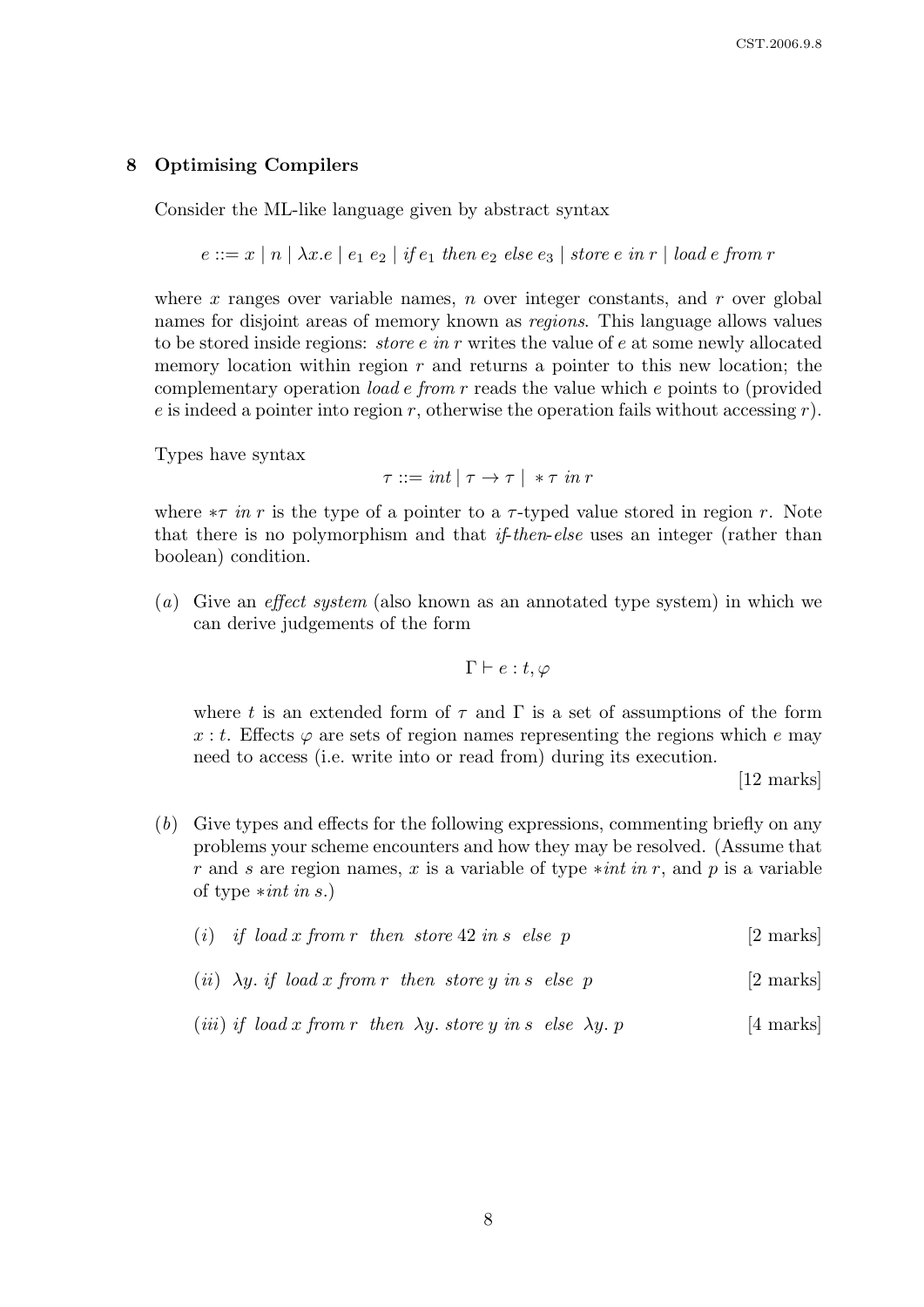## 8 Optimising Compilers

Consider the ML-like language given by abstract syntax

$$e ::= x \mid n \mid \lambda x.e \mid e_1\ e_2 \mid \textit{if}\ e_1\ \textit{then}\ e_2\ \textit{else}\ e_3 \mid \textit{store}\ e\ \textit{in}\ r \mid \textit{load}\ e\ \textit{from}\ r$$

where $x$ ranges over variable names, $n$ over integer constants, and $r$ over global names for disjoint areas of memory known as *regions*. This language allows values to be stored inside regions: *store* $e$ *in* $r$ writes the value of $e$ at some newly allocated memory location within region $r$ and returns a pointer to this new location; the complementary operation *load* $e$ *from* $r$ reads the value which $e$ points to (provided $e$ is indeed a pointer into region $r$, otherwise the operation fails without accessing $r$).

Types have syntax

$$\tau ::= \textit{int} \mid \tau \to \tau \mid \ *\tau\ \textit{in}\ r$$

where $*\tau\ \textit{in}\ r$ is the type of a pointer to a $\tau$-typed value stored in region $r$. Note that there is no polymorphism and that *if-then-else* uses an integer (rather than boolean) condition.

(*a*) Give an *effect system* (also known as an annotated type system) in which we can derive judgements of the form

$$\Gamma \vdash e : t, \varphi$$

where $t$ is an extended form of $\tau$ and $\Gamma$ is a set of assumptions of the form $x : t$. Effects $\varphi$ are sets of region names representing the regions which $e$ may need to access (i.e. write into or read from) during its execution.

[12 marks]

(*b*) Give types and effects for the following expressions, commenting briefly on any problems your scheme encounters and how they may be resolved. (Assume that $r$ and $s$ are region names, $x$ is a variable of type $*\textit{int in } r$, and $p$ is a variable of type $*\textit{int in } s$.)

(*i*) *if load* $x$ *from* $r$ *then store* 42 *in* $s$ *else* $p$ [2 marks]

(*ii*) $\lambda y$. *if load* $x$ *from* $r$ *then store* $y$ *in* $s$ *else* $p$ [2 marks]

(*iii*) *if load* $x$ *from* $r$ *then* $\lambda y$. *store* $y$ *in* $s$ *else* $\lambda y$. $p$ [4 marks]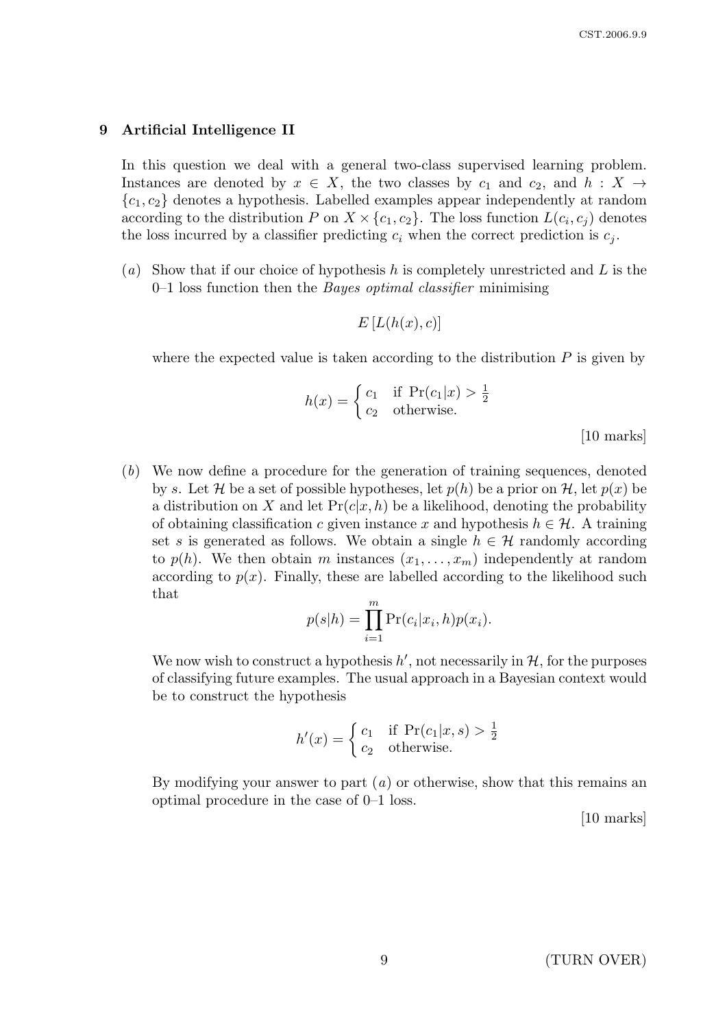## 9 Artificial Intelligence II

In this question we deal with a general two-class supervised learning problem. Instances are denoted by $x \in X$, the two classes by $c_1$ and $c_2$, and $h : X \to \{c_1, c_2\}$ denotes a hypothesis. Labelled examples appear independently at random according to the distribution $P$ on $X \times \{c_1, c_2\}$. The loss function $L(c_i, c_j)$ denotes the loss incurred by a classifier predicting $c_i$ when the correct prediction is $c_j$.

(*a*) Show that if our choice of hypothesis $h$ is completely unrestricted and $L$ is the 0–1 loss function then the *Bayes optimal classifier* minimising

$$E\left[L(h(x), c)\right]$$

where the expected value is taken according to the distribution $P$ is given by

$$h(x) = \begin{cases} c_1 & \text{if } \Pr(c_1|x) > \frac{1}{2} \\ c_2 & \text{otherwise.} \end{cases}$$

[10 marks]

(*b*) We now define a procedure for the generation of training sequences, denoted by $s$. Let $\mathcal{H}$ be a set of possible hypotheses, let $p(h)$ be a prior on $\mathcal{H}$, let $p(x)$ be a distribution on $X$ and let $\Pr(c|x, h)$ be a likelihood, denoting the probability of obtaining classification $c$ given instance $x$ and hypothesis $h \in \mathcal{H}$. A training set $s$ is generated as follows. We obtain a single $h \in \mathcal{H}$ randomly according to $p(h)$. We then obtain $m$ instances $(x_1, \ldots, x_m)$ independently at random according to $p(x)$. Finally, these are labelled according to the likelihood such that

$$p(s|h) = \prod_{i=1}^{m} \Pr(c_i|x_i, h)p(x_i).$$

We now wish to construct a hypothesis $h'$, not necessarily in $\mathcal{H}$, for the purposes of classifying future examples. The usual approach in a Bayesian context would be to construct the hypothesis

$$h'(x) = \begin{cases} c_1 & \text{if } \Pr(c_1|x, s) > \frac{1}{2} \\ c_2 & \text{otherwise.} \end{cases}$$

By modifying your answer to part (*a*) or otherwise, show that this remains an optimal procedure in the case of 0–1 loss.

[10 marks]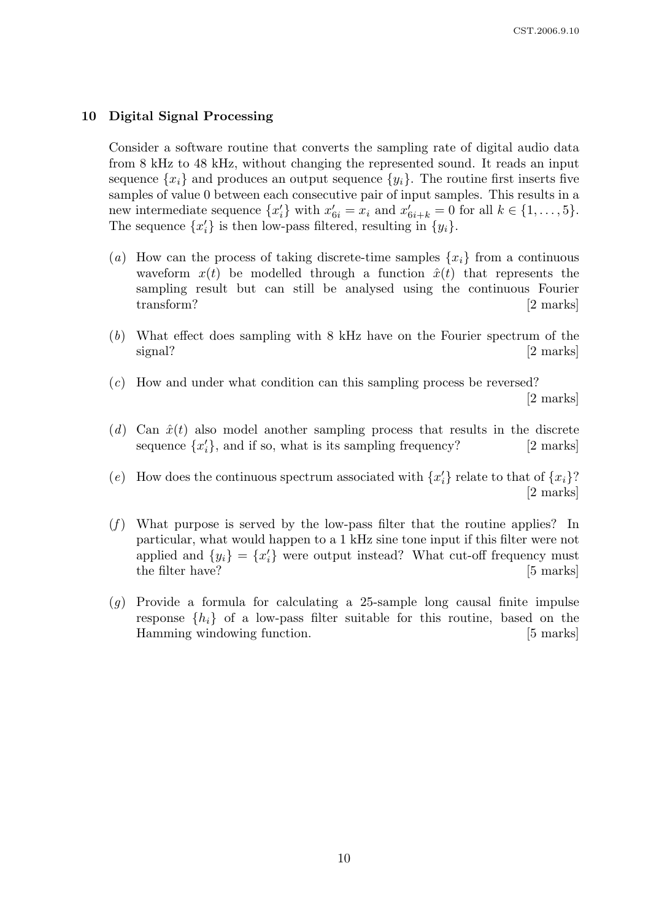## 10 Digital Signal Processing

Consider a software routine that converts the sampling rate of digital audio data from 8 kHz to 48 kHz, without changing the represented sound. It reads an input sequence $\{x_i\}$ and produces an output sequence $\{y_i\}$. The routine first inserts five samples of value 0 between each consecutive pair of input samples. This results in a new intermediate sequence $\{x'_i\}$ with $x'_{6i} = x_i$ and $x'_{6i+k} = 0$ for all $k \in \{1, \ldots, 5\}$. The sequence $\{x'_i\}$ is then low-pass filtered, resulting in $\{y_i\}$.

(*a*) How can the process of taking discrete-time samples $\{x_i\}$ from a continuous waveform $x(t)$ be modelled through a function $\hat{x}(t)$ that represents the sampling result but can still be analysed using the continuous Fourier transform? [2 marks]

(*b*) What effect does sampling with 8 kHz have on the Fourier spectrum of the signal? [2 marks]

(*c*) How and under what condition can this sampling process be reversed? [2 marks]

(*d*) Can $\hat{x}(t)$ also model another sampling process that results in the discrete sequence $\{x'_i\}$, and if so, what is its sampling frequency? [2 marks]

(*e*) How does the continuous spectrum associated with $\{x'_i\}$ relate to that of $\{x_i\}$? [2 marks]

(*f*) What purpose is served by the low-pass filter that the routine applies? In particular, what would happen to a 1 kHz sine tone input if this filter were not applied and $\{y_i\} = \{x'_i\}$ were output instead? What cut-off frequency must the filter have? [5 marks]

(*g*) Provide a formula for calculating a 25-sample long causal finite impulse response $\{h_i\}$ of a low-pass filter suitable for this routine, based on the Hamming windowing function. [5 marks]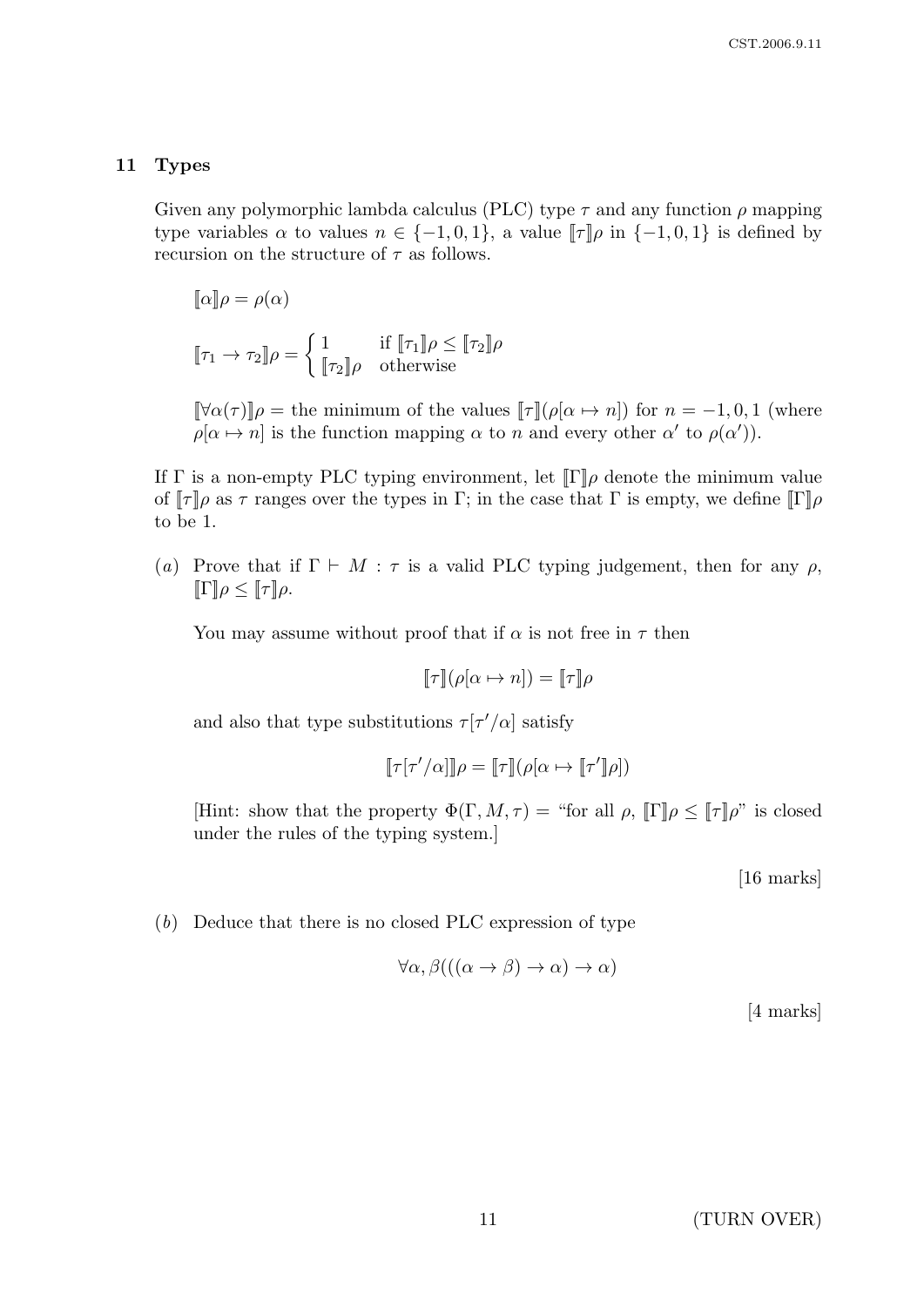## 11 Types

Given any polymorphic lambda calculus (PLC) type $\tau$ and any function $\rho$ mapping type variables $\alpha$ to values $n \in \{-1, 0, 1\}$, a value $[\![\tau]\!]\rho$ in $\{-1, 0, 1\}$ is defined by recursion on the structure of $\tau$ as follows.

$$[\![\alpha]\!]\rho = \rho(\alpha)$$

$$[\![\tau_1 \to \tau_2]\!]\rho = \begin{cases} 1 & \text{if } [\![\tau_1]\!]\rho \leq [\![\tau_2]\!]\rho \\ [\![\tau_2]\!]\rho & \text{otherwise} \end{cases}$$

$[\![\forall \alpha(\tau)]\!]\rho =$ the minimum of the values $[\![\tau]\!](\rho[\alpha \mapsto n])$ for $n = -1, 0, 1$ (where $\rho[\alpha \mapsto n]$ is the function mapping $\alpha$ to $n$ and every other $\alpha'$ to $\rho(\alpha')$).

If $\Gamma$ is a non-empty PLC typing environment, let $[\![\Gamma]\!]\rho$ denote the minimum value of $[\![\tau]\!]\rho$ as $\tau$ ranges over the types in $\Gamma$; in the case that $\Gamma$ is empty, we define $[\![\Gamma]\!]\rho$ to be 1.

(*a*) Prove that if $\Gamma \vdash M : \tau$ is a valid PLC typing judgement, then for any $\rho$, $[\![\Gamma]\!]\rho \leq [\![\tau]\!]\rho$.

You may assume without proof that if $\alpha$ is not free in $\tau$ then

$$[\![\tau]\!](\rho[\alpha \mapsto n]) = [\![\tau]\!]\rho$$

and also that type substitutions $\tau[\tau'/\alpha]$ satisfy

$$[\![\tau[\tau'/\alpha]]\!]\rho = [\![\tau]\!](\rho[\alpha \mapsto [\![\tau']\!]\rho])$$

[Hint: show that the property $\Phi(\Gamma, M, \tau) =$ "for all $\rho$, $[\![\Gamma]\!]\rho \leq [\![\tau]\!]\rho$" is closed under the rules of the typing system.]

[16 marks]

(*b*) Deduce that there is no closed PLC expression of type

$$\forall \alpha, \beta(((\alpha \to \beta) \to \alpha) \to \alpha)$$

[4 marks]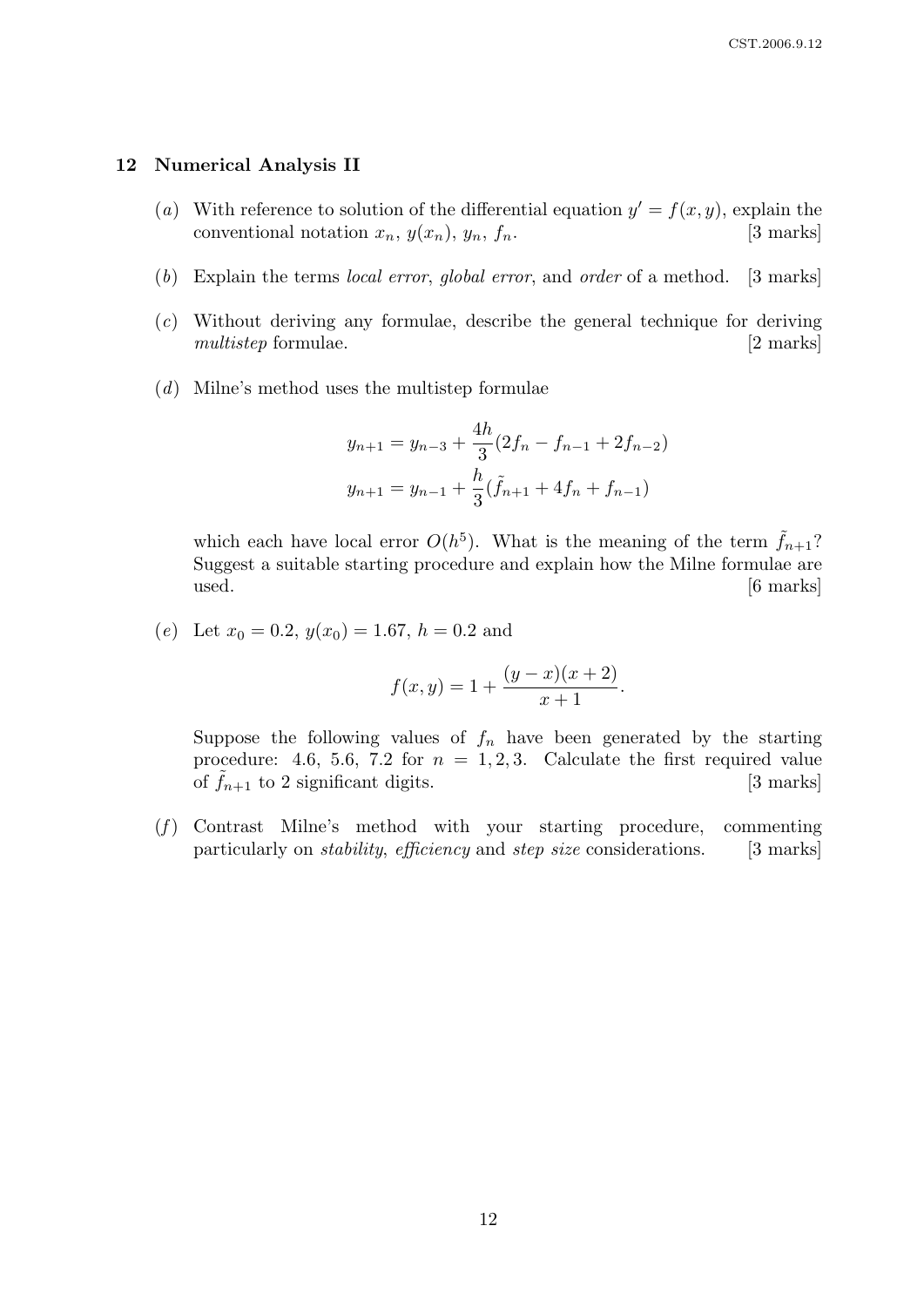## 12 Numerical Analysis II

(*a*) With reference to solution of the differential equation $y' = f(x, y)$, explain the conventional notation $x_n$, $y(x_n)$, $y_n$, $f_n$. [3 marks]

(*b*) Explain the terms *local error*, *global error*, and *order* of a method. [3 marks]

(*c*) Without deriving any formulae, describe the general technique for deriving *multistep* formulae. [2 marks]

(*d*) Milne's method uses the multistep formulae

$$y_{n+1} = y_{n-3} + \frac{4h}{3}(2f_n - f_{n-1} + 2f_{n-2})$$

$$y_{n+1} = y_{n-1} + \frac{h}{3}(\tilde{f}_{n+1} + 4f_n + f_{n-1})$$

which each have local error $O(h^5)$. What is the meaning of the term $\tilde{f}_{n+1}$? Suggest a suitable starting procedure and explain how the Milne formulae are used. [6 marks]

(*e*) Let $x_0 = 0.2$, $y(x_0) = 1.67$, $h = 0.2$ and

$$f(x, y) = 1 + \frac{(y - x)(x + 2)}{x + 1}.$$

Suppose the following values of $f_n$ have been generated by the starting procedure: 4.6, 5.6, 7.2 for $n = 1, 2, 3$. Calculate the first required value of $\tilde{f}_{n+1}$ to 2 significant digits. [3 marks]

(*f*) Contrast Milne's method with your starting procedure, commenting particularly on *stability*, *efficiency* and *step size* considerations. [3 marks]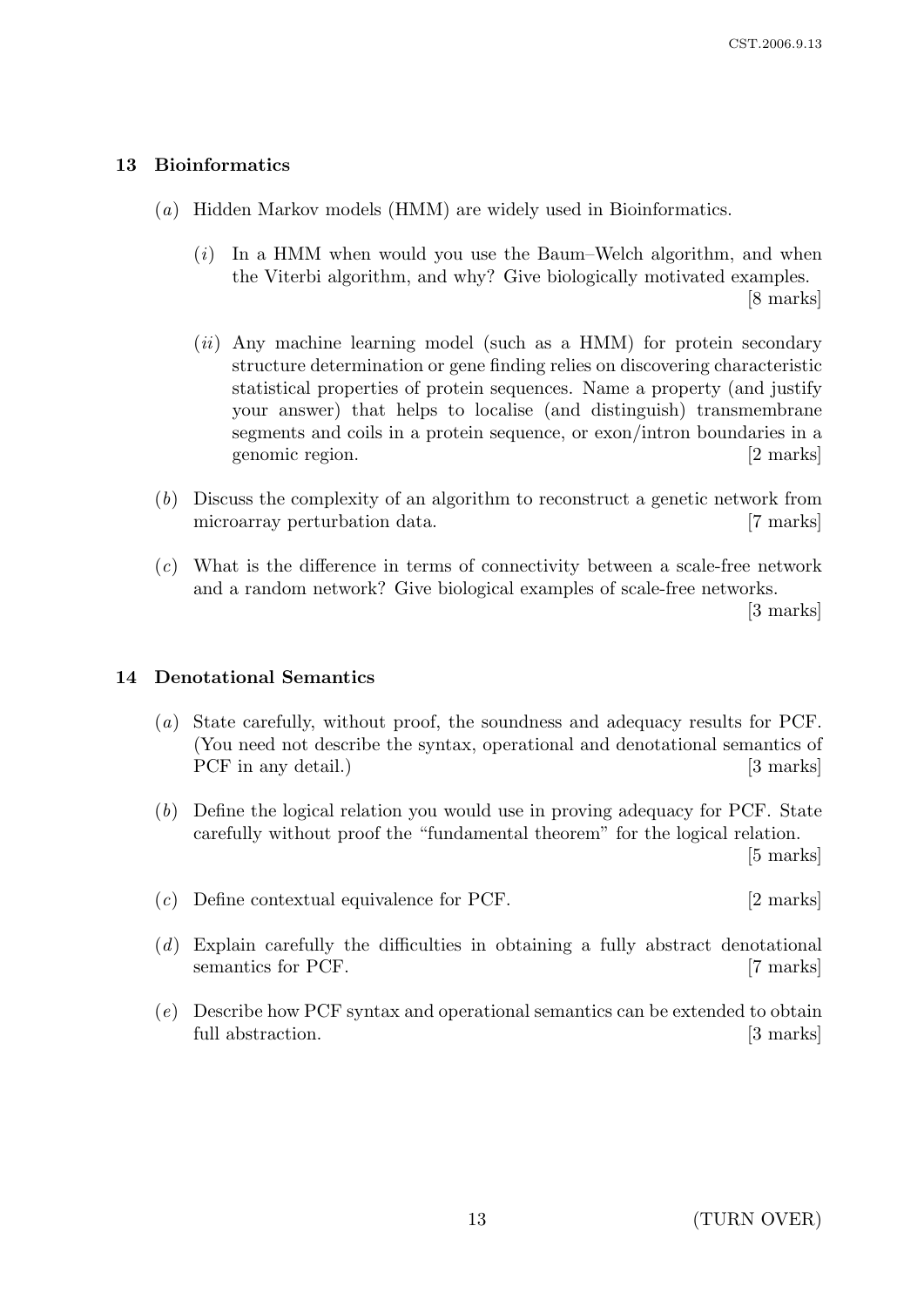## 13 Bioinformatics

(*a*) Hidden Markov models (HMM) are widely used in Bioinformatics.

(*i*) In a HMM when would you use the Baum–Welch algorithm, and when the Viterbi algorithm, and why? Give biologically motivated examples. [8 marks]

(*ii*) Any machine learning model (such as a HMM) for protein secondary structure determination or gene finding relies on discovering characteristic statistical properties of protein sequences. Name a property (and justify your answer) that helps to localise (and distinguish) transmembrane segments and coils in a protein sequence, or exon/intron boundaries in a genomic region. [2 marks]

(*b*) Discuss the complexity of an algorithm to reconstruct a genetic network from microarray perturbation data. [7 marks]

(*c*) What is the difference in terms of connectivity between a scale-free network and a random network? Give biological examples of scale-free networks. [3 marks]

## 14 Denotational Semantics

(*a*) State carefully, without proof, the soundness and adequacy results for PCF. (You need not describe the syntax, operational and denotational semantics of PCF in any detail.) [3 marks]

(*b*) Define the logical relation you would use in proving adequacy for PCF. State carefully without proof the "fundamental theorem" for the logical relation. [5 marks]

(*c*) Define contextual equivalence for PCF. [2 marks]

(*d*) Explain carefully the difficulties in obtaining a fully abstract denotational semantics for PCF. [7 marks]

(*e*) Describe how PCF syntax and operational semantics can be extended to obtain full abstraction. [3 marks]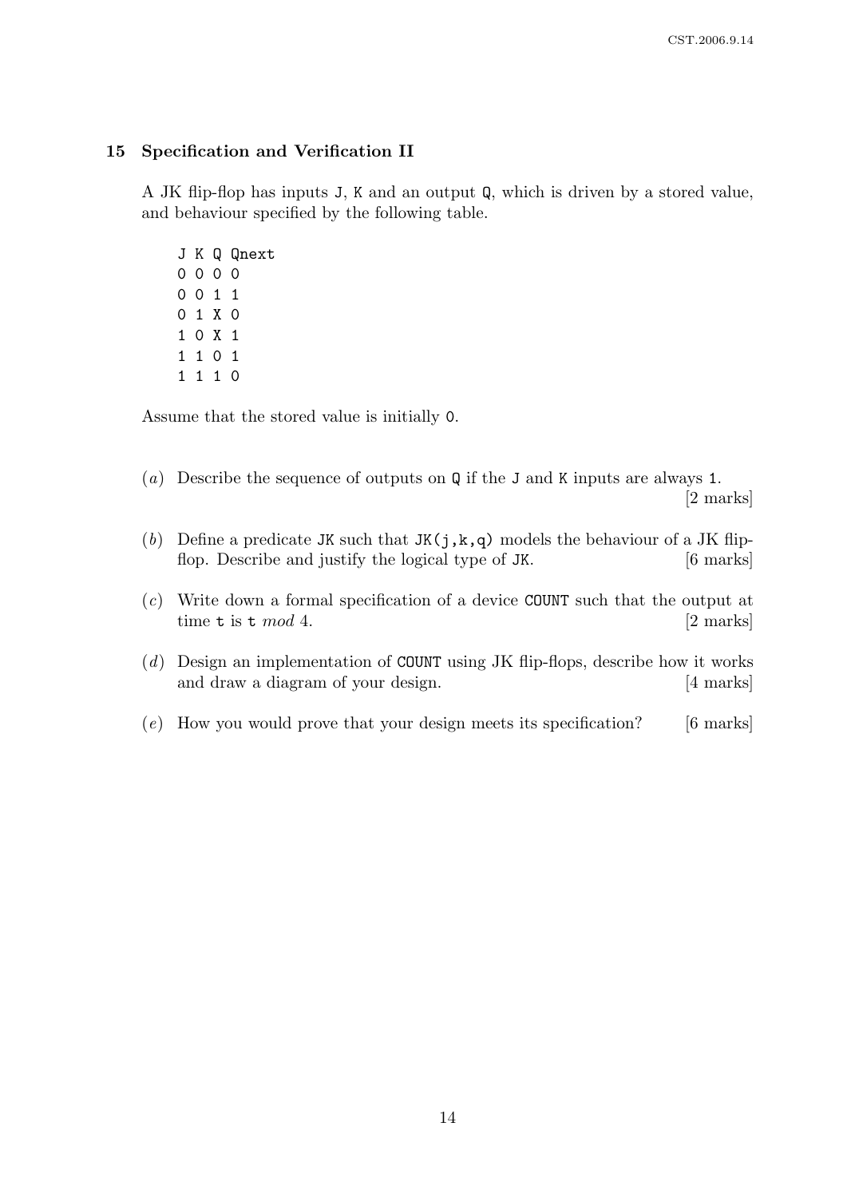## 15 Specification and Verification II

A JK flip-flop has inputs J, K and an output Q, which is driven by a stored value, and behaviour specified by the following table.

```
J K Q Qnext
0 0 0 0
0 0 1 1
0 1 X 0
1 0 X 1
1 1 0 1
1 1 1 0
```

Assume that the stored value is initially 0.

(*a*) Describe the sequence of outputs on Q if the J and K inputs are always 1. [2 marks]

(*b*) Define a predicate JK such that JK(j,k,q) models the behaviour of a JK flip-flop. Describe and justify the logical type of JK. [6 marks]

(*c*) Write down a formal specification of a device COUNT such that the output at time t is t *mod* 4. [2 marks]

(*d*) Design an implementation of COUNT using JK flip-flops, describe how it works and draw a diagram of your design. [4 marks]

(*e*) How you would prove that your design meets its specification? [6 marks]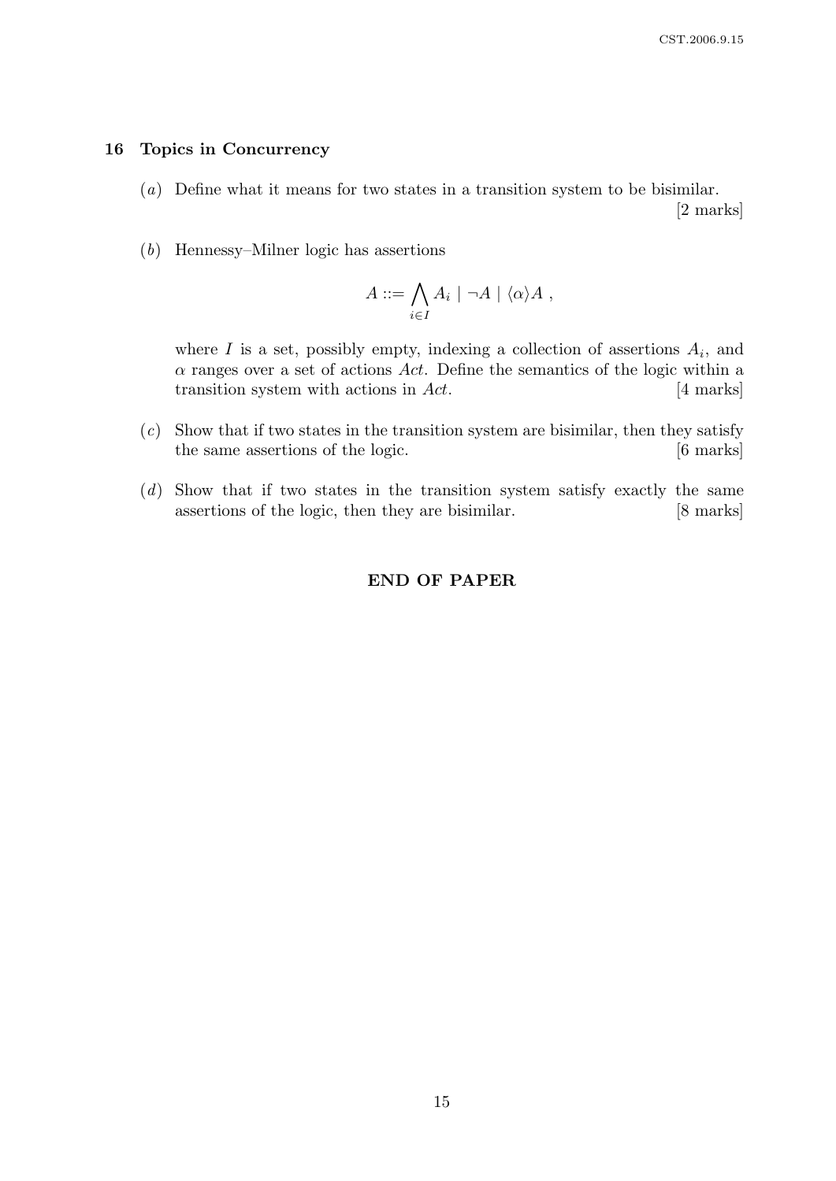## 16 Topics in Concurrency

(*a*) Define what it means for two states in a transition system to be bisimilar. [2 marks]

(*b*) Hennessy–Milner logic has assertions

$$A ::= \bigwedge_{i \in I} A_i \mid \neg A \mid \langle \alpha \rangle A \ ,$$

where $I$ is a set, possibly empty, indexing a collection of assertions $A_i$, and $\alpha$ ranges over a set of actions *Act*. Define the semantics of the logic within a transition system with actions in *Act*. [4 marks]

(*c*) Show that if two states in the transition system are bisimilar, then they satisfy the same assertions of the logic. [6 marks]

(*d*) Show that if two states in the transition system satisfy exactly the same assertions of the logic, then they are bisimilar. [8 marks]

**END OF PAPER**